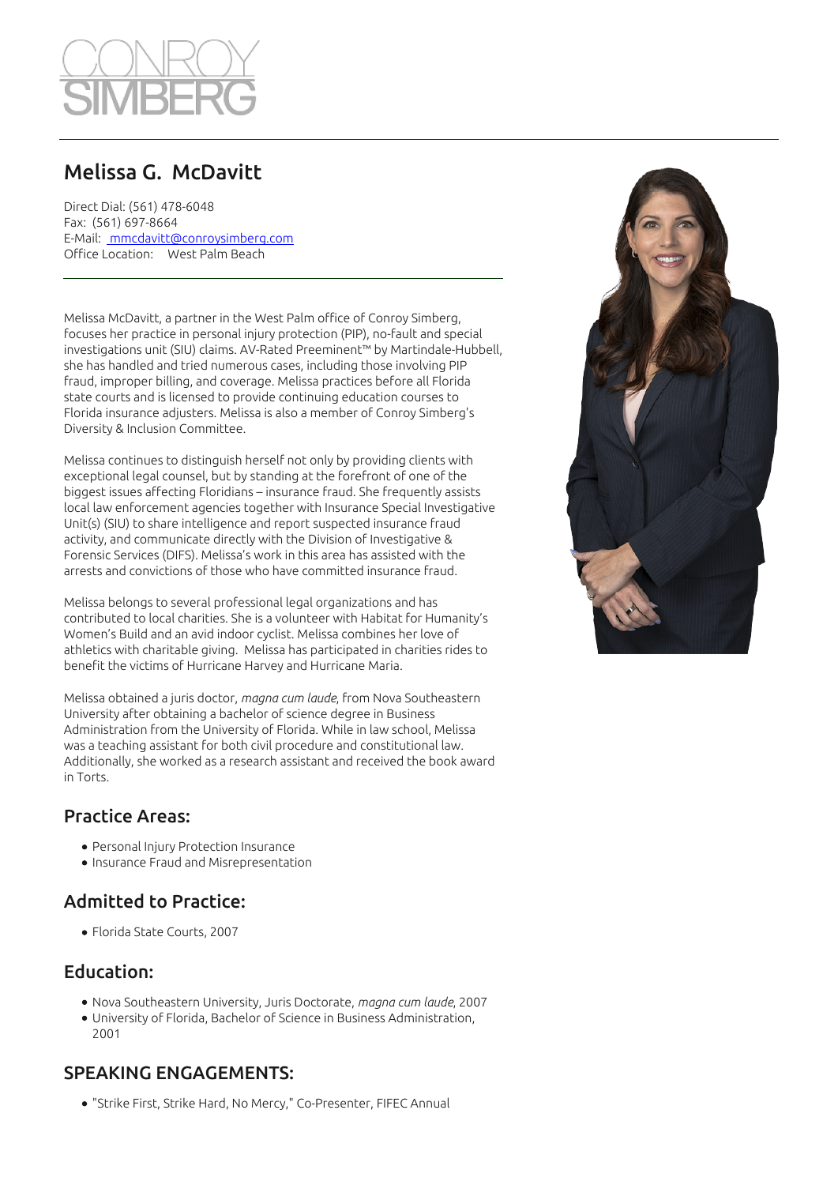CONROY SIMBERG

# Melissa G. McDavitt

Direct Dial: (561) 478-6048
Fax: (561) 697-8664
E-Mail: mmcdavitt@conroysimberg.com
Office Location: West Palm Beach

Melissa McDavitt, a partner in the West Palm office of Conroy Simberg, focuses her practice in personal injury protection (PIP), no-fault and special investigations unit (SIU) claims. AV-Rated Preeminent™ by Martindale-Hubbell, she has handled and tried numerous cases, including those involving PIP fraud, improper billing, and coverage. Melissa practices before all Florida state courts and is licensed to provide continuing education courses to Florida insurance adjusters. Melissa is also a member of Conroy Simberg's Diversity & Inclusion Committee.

Melissa continues to distinguish herself not only by providing clients with exceptional legal counsel, but by standing at the forefront of one of the biggest issues affecting Floridians – insurance fraud. She frequently assists local law enforcement agencies together with Insurance Special Investigative Unit(s) (SIU) to share intelligence and report suspected insurance fraud activity, and communicate directly with the Division of Investigative & Forensic Services (DIFS). Melissa's work in this area has assisted with the arrests and convictions of those who have committed insurance fraud.

Melissa belongs to several professional legal organizations and has contributed to local charities. She is a volunteer with Habitat for Humanity's Women's Build and an avid indoor cyclist. Melissa combines her love of athletics with charitable giving. Melissa has participated in charities rides to benefit the victims of Hurricane Harvey and Hurricane Maria.

Melissa obtained a juris doctor, *magna cum laude*, from Nova Southeastern University after obtaining a bachelor of science degree in Business Administration from the University of Florida. While in law school, Melissa was a teaching assistant for both civil procedure and constitutional law. Additionally, she worked as a research assistant and received the book award in Torts.

## Practice Areas:

- Personal Injury Protection Insurance
- Insurance Fraud and Misrepresentation

## Admitted to Practice:

- Florida State Courts, 2007

## Education:

- Nova Southeastern University, Juris Doctorate, *magna cum laude*, 2007
- University of Florida, Bachelor of Science in Business Administration, 2001

## SPEAKING ENGAGEMENTS:

- "Strike First, Strike Hard, No Mercy," Co-Presenter, FIFEC Annual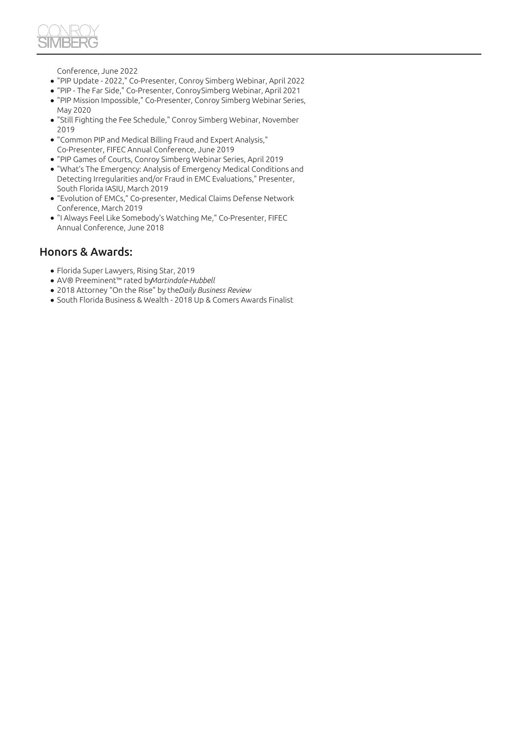Conference, June 2022

- "PIP Update - 2022," Co-Presenter, Conroy Simberg Webinar, April 2022
- “PIP - The Far Side," Co-Presenter, ConroySimberg Webinar, April 2021
- "PIP Mission Impossible," Co-Presenter, Conroy Simberg Webinar Series, May 2020
- "Still Fighting the Fee Schedule," Conroy Simberg Webinar, November 2019
- "Common PIP and Medical Billing Fraud and Expert Analysis," Co-Presenter, FIFEC Annual Conference, June 2019
- "PIP Games of Courts, Conroy Simberg Webinar Series, April 2019
- "What’s The Emergency: Analysis of Emergency Medical Conditions and Detecting Irregularities and/or Fraud in EMC Evaluations," Presenter, South Florida IASIU, March 2019
- “Evolution of EMCs,” Co-presenter, Medical Claims Defense Network Conference, March 2019
- "I Always Feel Like Somebody's Watching Me," Co-Presenter, FIFEC Annual Conference, June 2018

## Honors & Awards:

- Florida Super Lawyers, Rising Star, 2019
- AV® Preeminent™ rated by *Martindale-Hubbell*
- 2018 Attorney “On the Rise” by the *Daily Business Review*
- South Florida Business & Wealth - 2018 Up & Comers Awards Finalist